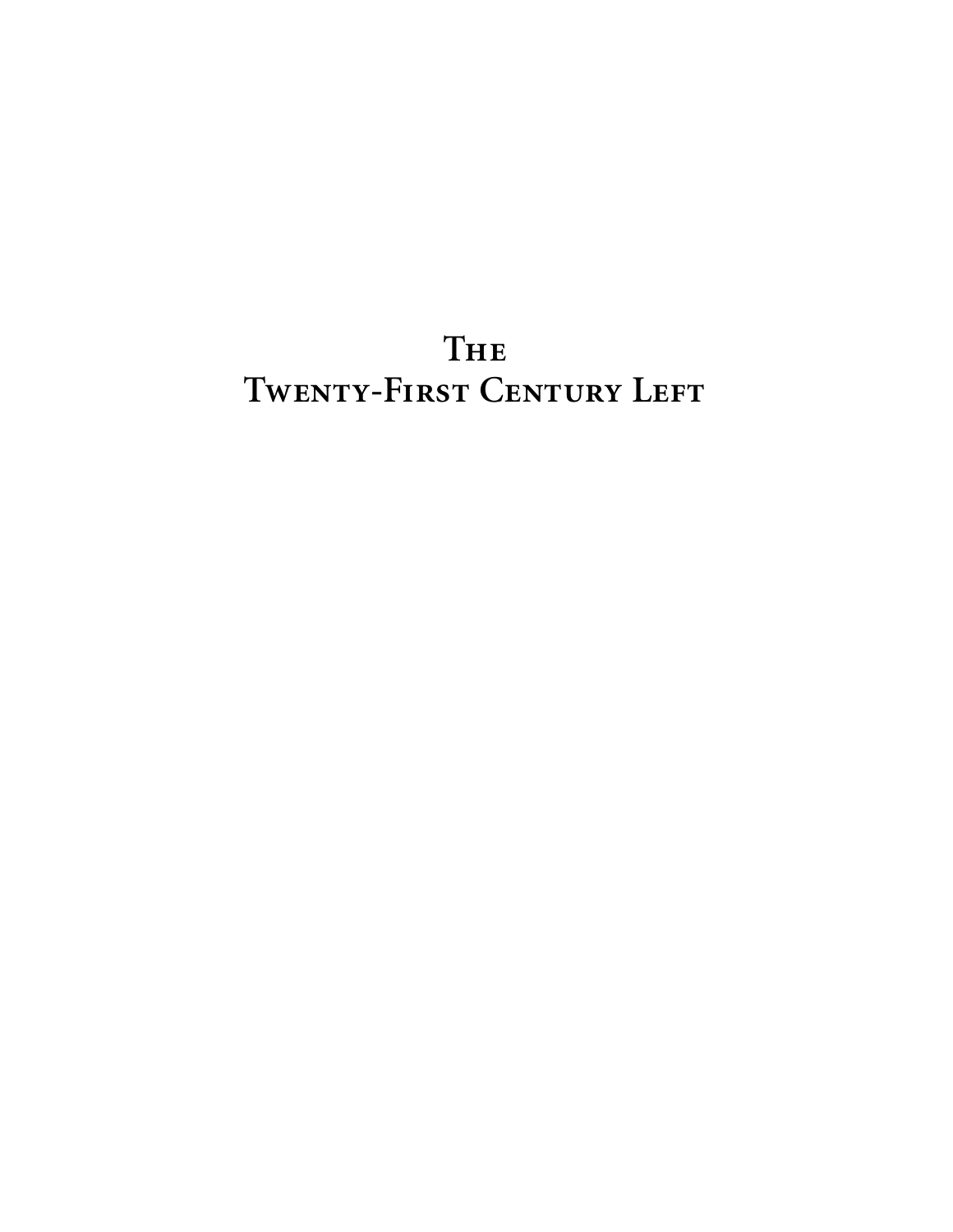# The Twenty-First Century Left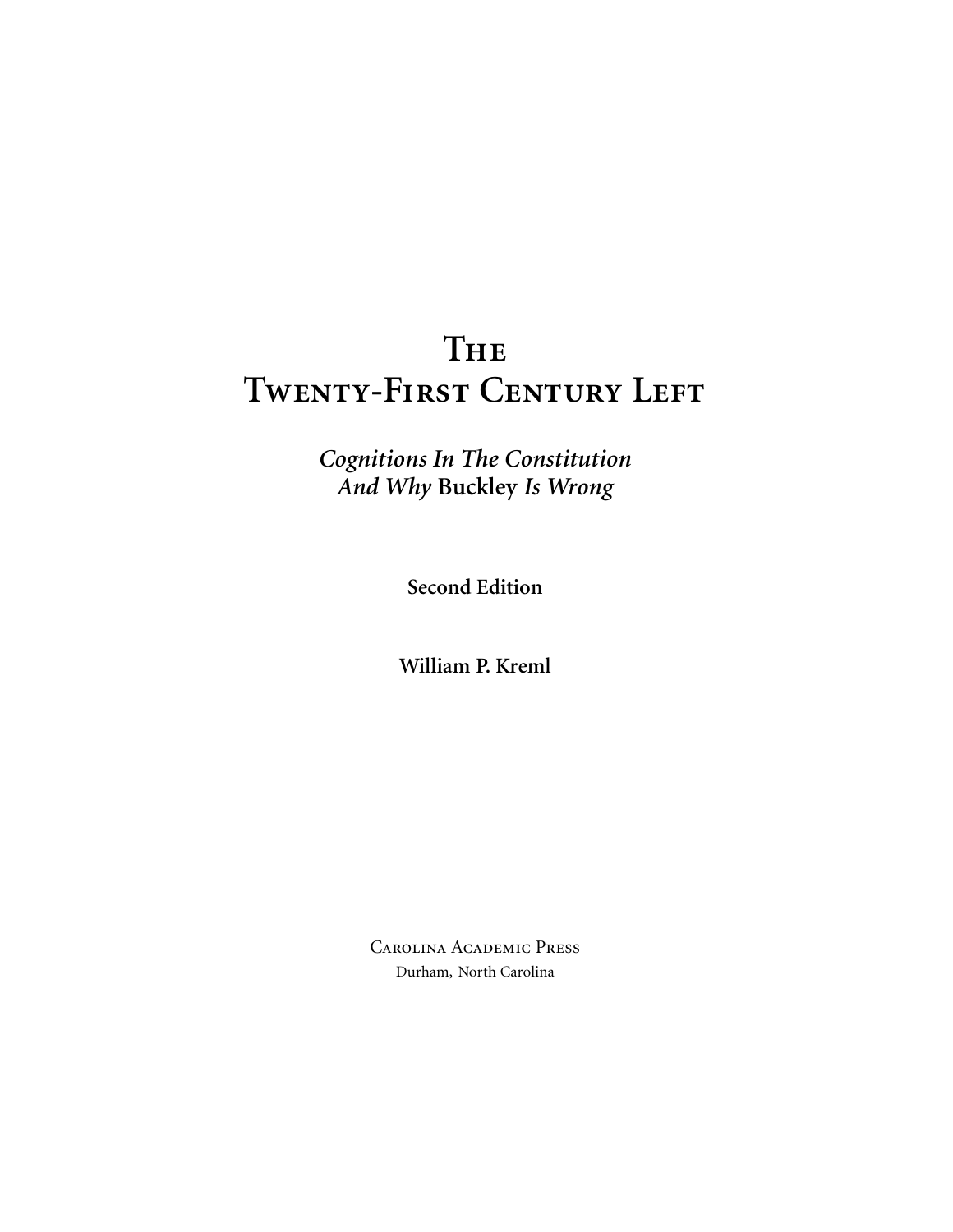# The Twenty-First Century Left

## *Cognitions In The Constitution And Why* Buckley *Is Wrong*

**Second Edition**

**William P. Kreml**

Carolina Academic Press

Durham, North Carolina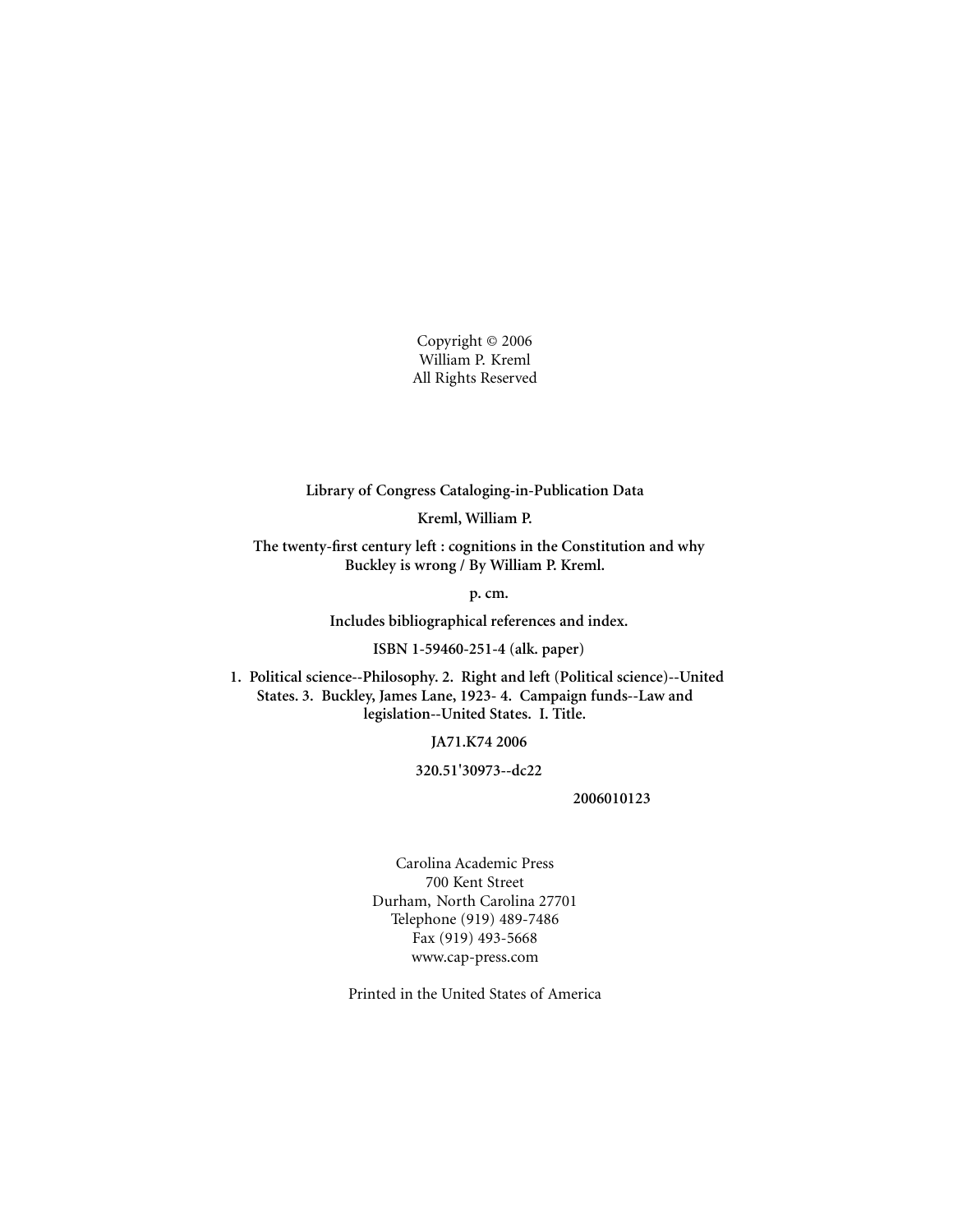Copyright © 2006
William P. Kreml
All Rights Reserved

**Library of Congress Cataloging-in-Publication Data**

**Kreml, William P.**

**The twenty-first century left : cognitions in the Constitution and why Buckley is wrong / By William P. Kreml.**

**p. cm.**

**Includes bibliographical references and index.**

**ISBN 1-59460-251-4 (alk. paper)**

**1. Political science--Philosophy. 2. Right and left (Political science)--United States. 3. Buckley, James Lane, 1923- 4. Campaign funds--Law and legislation--United States. I. Title.**

**JA71.K74 2006**

**320.51'30973--dc22**

**2006010123**

Carolina Academic Press
700 Kent Street
Durham, North Carolina 27701
Telephone (919) 489-7486
Fax (919) 493-5668
www.cap-press.com

Printed in the United States of America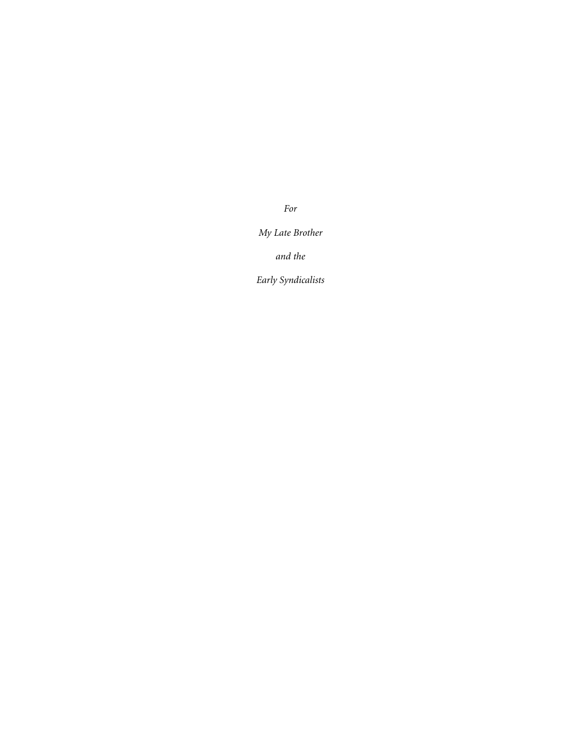*For*

*My Late Brother*

*and the*

*Early Syndicalists*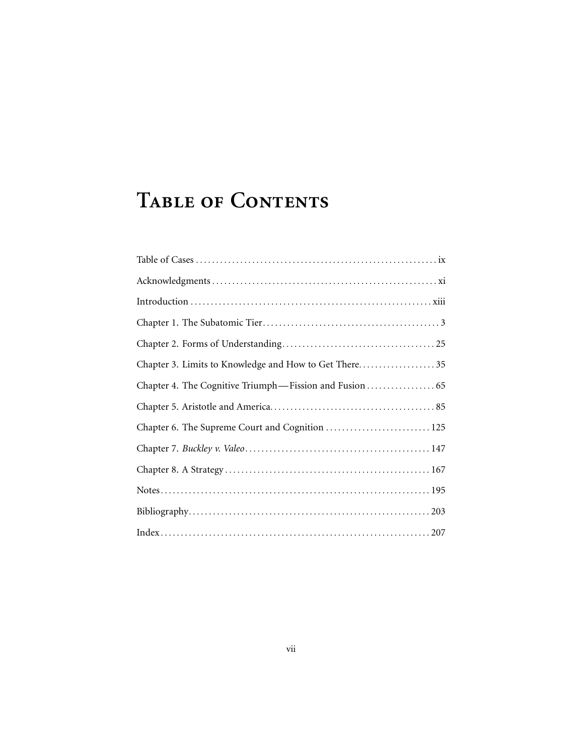# Table of Contents

Table of Cases ........................................................... ix

Acknowledgments ....................................................... xi

Introduction ........................................................... xiii

Chapter 1. The Subatomic Tier ............................................ 3

Chapter 2. Forms of Understanding ...................................... 25

Chapter 3. Limits to Knowledge and How to Get There .................. 35

Chapter 4. The Cognitive Triumph—Fission and Fusion ................. 65

Chapter 5. Aristotle and America ........................................ 85

Chapter 6. The Supreme Court and Cognition .......................... 125

Chapter 7. *Buckley v. Valeo* ............................................ 147

Chapter 8. A Strategy .................................................. 167

Notes .................................................................. 195

Bibliography ........................................................... 203

Index .................................................................. 207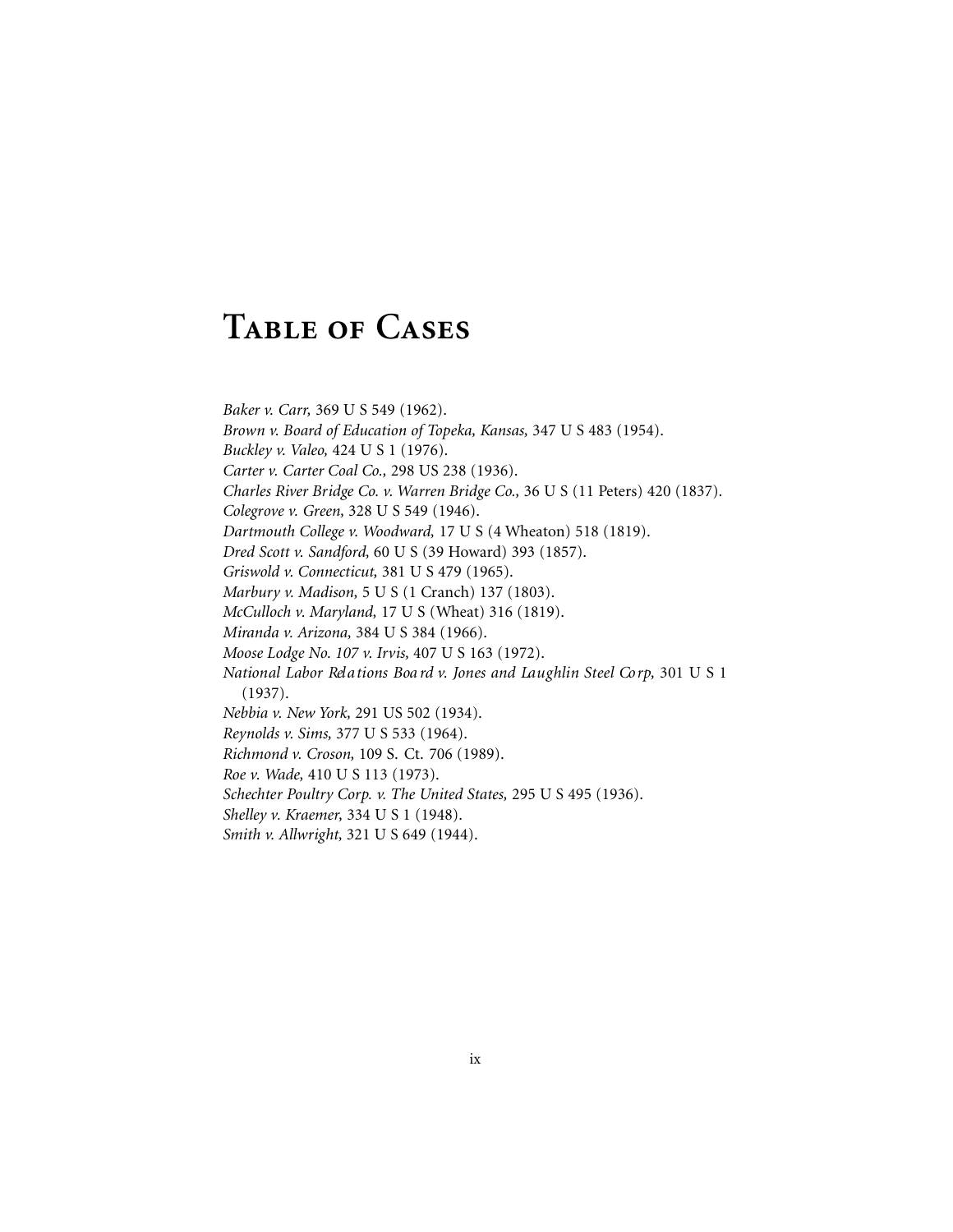# Table of Cases

*Baker v. Carr,* 369 U S 549 (1962).
*Brown v. Board of Education of Topeka, Kansas,* 347 U S 483 (1954).
*Buckley v. Valeo,* 424 U S 1 (1976).
*Carter v. Carter Coal Co.,* 298 US 238 (1936).
*Charles River Bridge Co. v. Warren Bridge Co.,* 36 U S (11 Peters) 420 (1837).
*Colegrove v. Green,* 328 U S 549 (1946).
*Dartmouth College v. Woodward,* 17 U S (4 Wheaton) 518 (1819).
*Dred Scott v. Sandford,* 60 U S (39 Howard) 393 (1857).
*Griswold v. Connecticut,* 381 U S 479 (1965).
*Marbury v. Madison,* 5 U S (1 Cranch) 137 (1803).
*McCulloch v. Maryland,* 17 U S (Wheat) 316 (1819).
*Miranda v. Arizona,* 384 U S 384 (1966).
*Moose Lodge No. 107 v. Irvis,* 407 U S 163 (1972).
*National Labor Relations Board v. Jones and Laughlin Steel Corp,* 301 U S 1 (1937).
*Nebbia v. New York,* 291 US 502 (1934).
*Reynolds v. Sims,* 377 U S 533 (1964).
*Richmond v. Croson,* 109 S. Ct. 706 (1989).
*Roe v. Wade,* 410 U S 113 (1973).
*Schechter Poultry Corp. v. The United States,* 295 U S 495 (1936).
*Shelley v. Kraemer,* 334 U S 1 (1948).
*Smith v. Allwright,* 321 U S 649 (1944).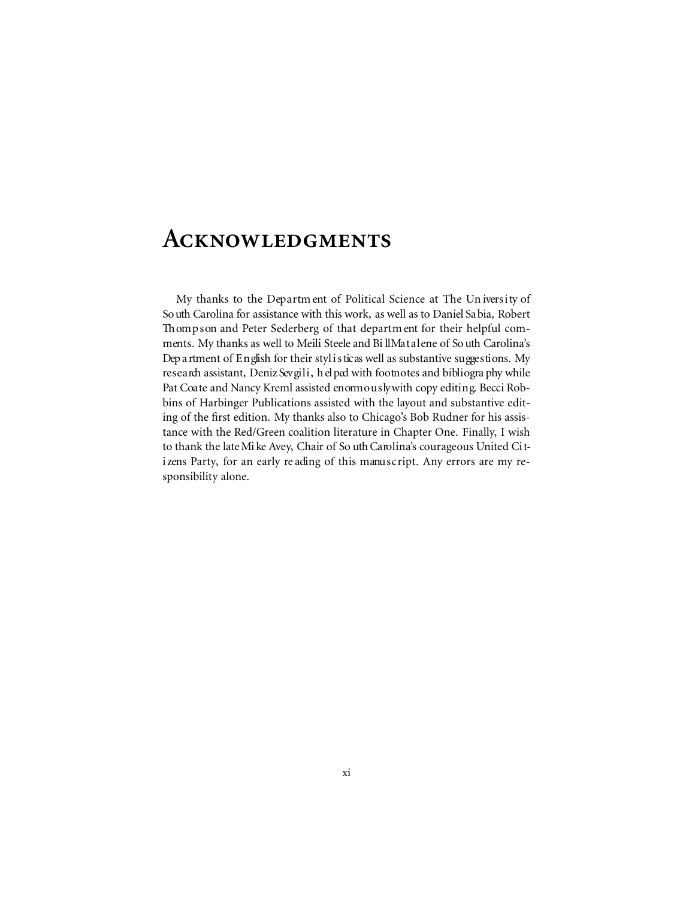# Acknowledgments

My thanks to the Department of Political Science at The University of South Carolina for assistance with this work, as well as to Daniel Sabia, Robert Thompson and Peter Sederberg of that department for their helpful comments. My thanks as well to Meili Steele and Bill Matalene of South Carolina's Department of English for their stylistic as well as substantive suggestions. My research assistant, Deniz Sevgili, helped with footnotes and bibliography while Pat Coate and Nancy Kreml assisted enormously with copy editing. Becci Robbins of Harbinger Publications assisted with the layout and substantive editing of the first edition. My thanks also to Chicago's Bob Rudner for his assistance with the Red/Green coalition literature in Chapter One. Finally, I wish to thank the late Mike Avey, Chair of South Carolina's courageous United Citizens Party, for an early reading of this manuscript. Any errors are my responsibility alone.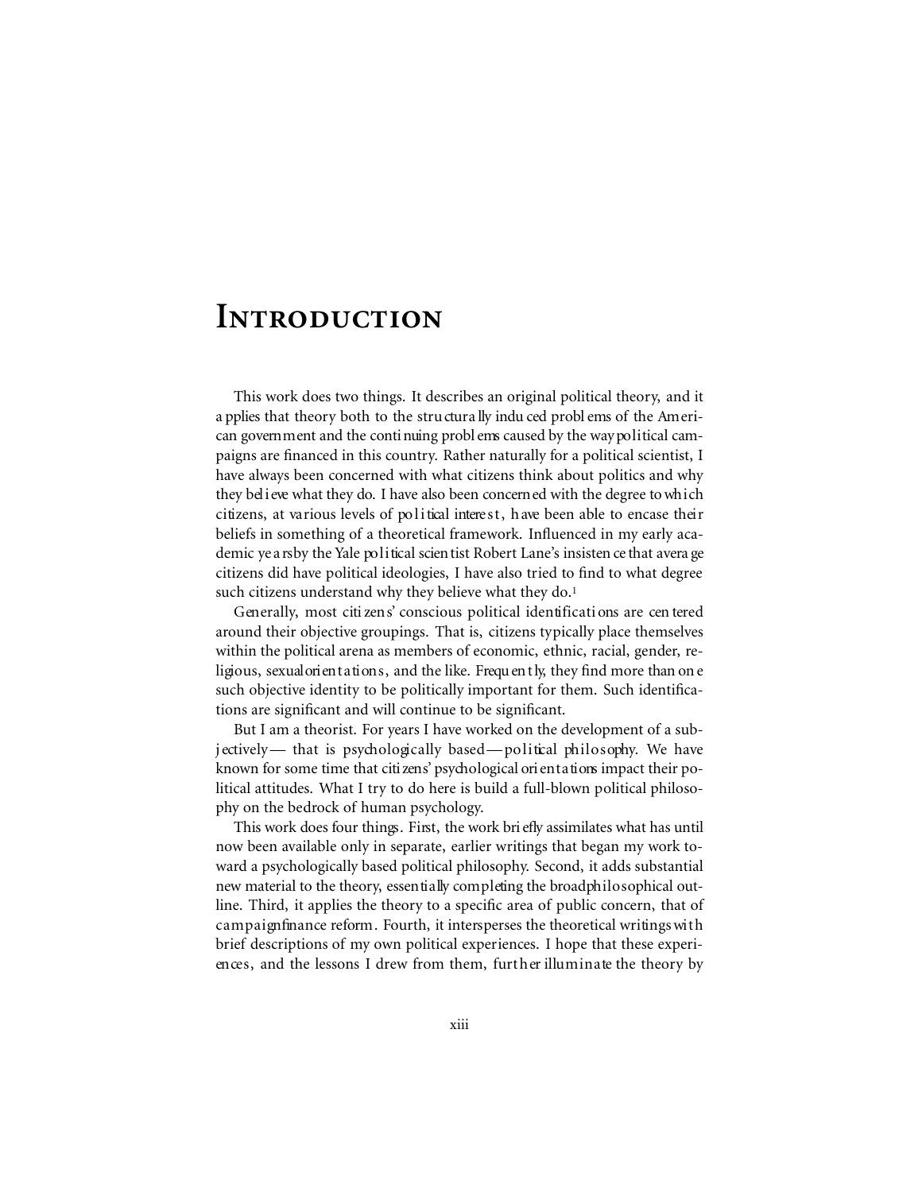# Introduction

This work does two things. It describes an original political theory, and it applies that theory both to the structurally induced problems of the American government and the continuing problems caused by the way political campaigns are financed in this country. Rather naturally for a political scientist, I have always been concerned with what citizens think about politics and why they believe what they do. I have also been concerned with the degree to which citizens, at various levels of political interest, have been able to encase their beliefs in something of a theoretical framework. Influenced in my early academic years by the Yale political scientist Robert Lane's insistence that average citizens did have political ideologies, I have also tried to find to what degree such citizens understand why they believe what they do.[1]

Generally, most citizens' conscious political identifications are centered around their objective groupings. That is, citizens typically place themselves within the political arena as members of economic, ethnic, racial, gender, religious, sexual orientations, and the like. Frequently, they find more than one such objective identity to be politically important for them. Such identifications are significant and will continue to be significant.

But I am a theorist. For years I have worked on the development of a subjectively— that is psychologically based—political philosophy. We have known for some time that citizens' psychological orientations impact their political attitudes. What I try to do here is build a full-blown political philosophy on the bedrock of human psychology.

This work does four things. First, the work briefly assimilates what has until now been available only in separate, earlier writings that began my work toward a psychologically based political philosophy. Second, it adds substantial new material to the theory, essentially completing the broad philosophical outline. Third, it applies the theory to a specific area of public concern, that of campaign finance reform. Fourth, it intersperses the theoretical writings with brief descriptions of my own political experiences. I hope that these experiences, and the lessons I drew from them, further illuminate the theory by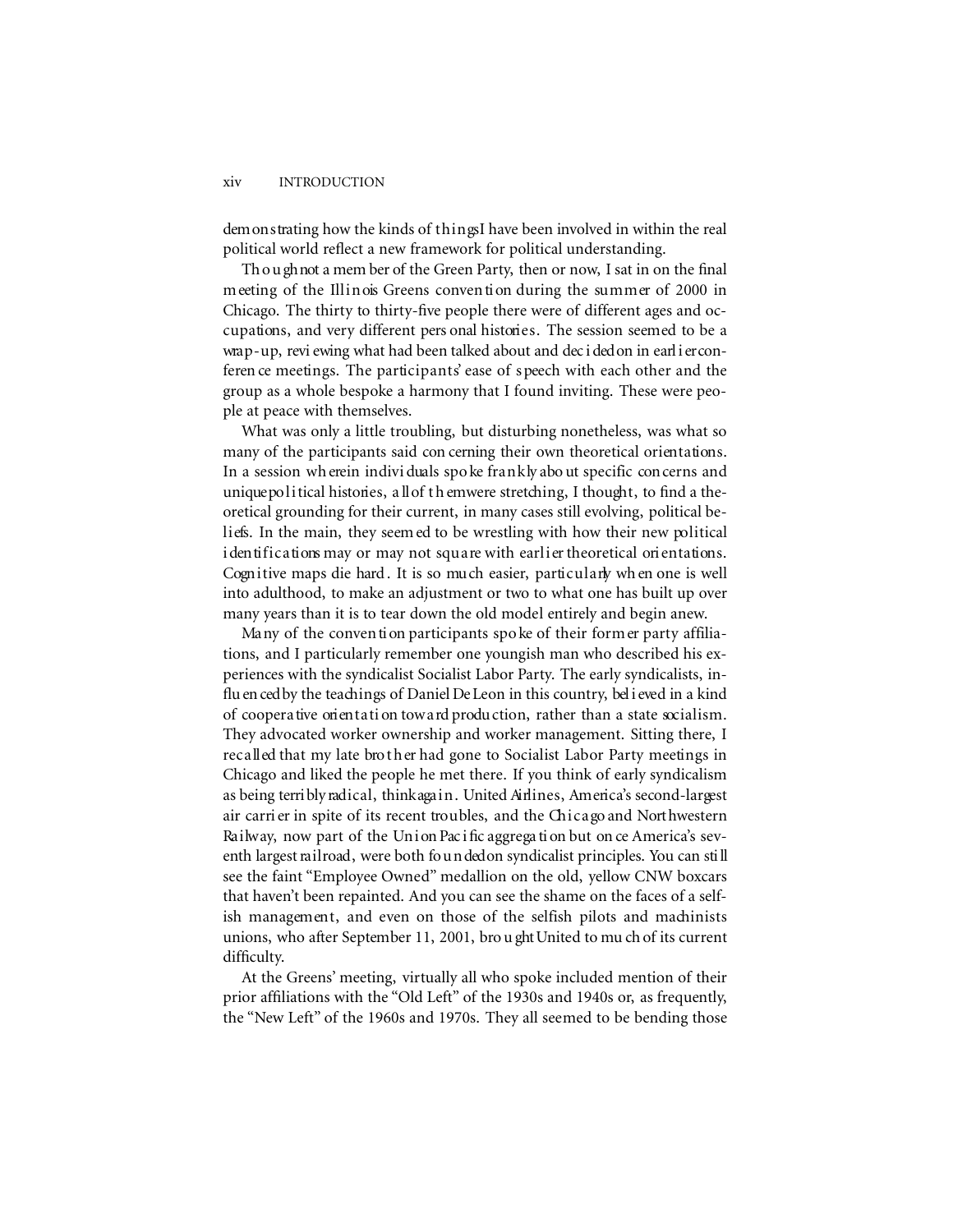demonstrating how the kinds of things I have been involved in within the real political world reflect a new framework for political understanding.

Though not a member of the Green Party, then or now, I sat in on the final meeting of the Illinois Greens convention during the summer of 2000 in Chicago. The thirty to thirty-five people there were of different ages and occupations, and very different personal histories. The session seemed to be a wrap-up, reviewing what had been talked about and decided on in earlier conference meetings. The participants' ease of speech with each other and the group as a whole bespoke a harmony that I found inviting. These were people at peace with themselves.

What was only a little troubling, but disturbing nonetheless, was what so many of the participants said concerning their own theoretical orientations. In a session wherein individuals spoke frankly about specific concerns and unique political histories, all of them were stretching, I thought, to find a theoretical grounding for their current, in many cases still evolving, political beliefs. In the main, they seemed to be wrestling with how their new political identifications may or may not square with earlier theoretical orientations. Cognitive maps die hard. It is so much easier, particularly when one is well into adulthood, to make an adjustment or two to what one has built up over many years than it is to tear down the old model entirely and begin anew.

Many of the convention participants spoke of their former party affiliations, and I particularly remember one youngish man who described his experiences with the syndicalist Socialist Labor Party. The early syndicalists, influenced by the teachings of Daniel De Leon in this country, believed in a kind of cooperative orientation toward production, rather than a state socialism. They advocated worker ownership and worker management. Sitting there, I recalled that my late brother had gone to Socialist Labor Party meetings in Chicago and liked the people he met there. If you think of early syndicalism as being terribly radical, think again. United Airlines, America's second-largest air carrier in spite of its recent troubles, and the Chicago and Northwestern Railway, now part of the Union Pacific aggregation but once America's seventh largest railroad, were both founded on syndicalist principles. You can still see the faint "Employee Owned" medallion on the old, yellow CNW boxcars that haven't been repainted. And you can see the shame on the faces of a selfish management, and even on those of the selfish pilots and machinists unions, who after September 11, 2001, brought United to much of its current difficulty.

At the Greens' meeting, virtually all who spoke included mention of their prior affiliations with the "Old Left" of the 1930s and 1940s or, as frequently, the "New Left" of the 1960s and 1970s. They all seemed to be bending those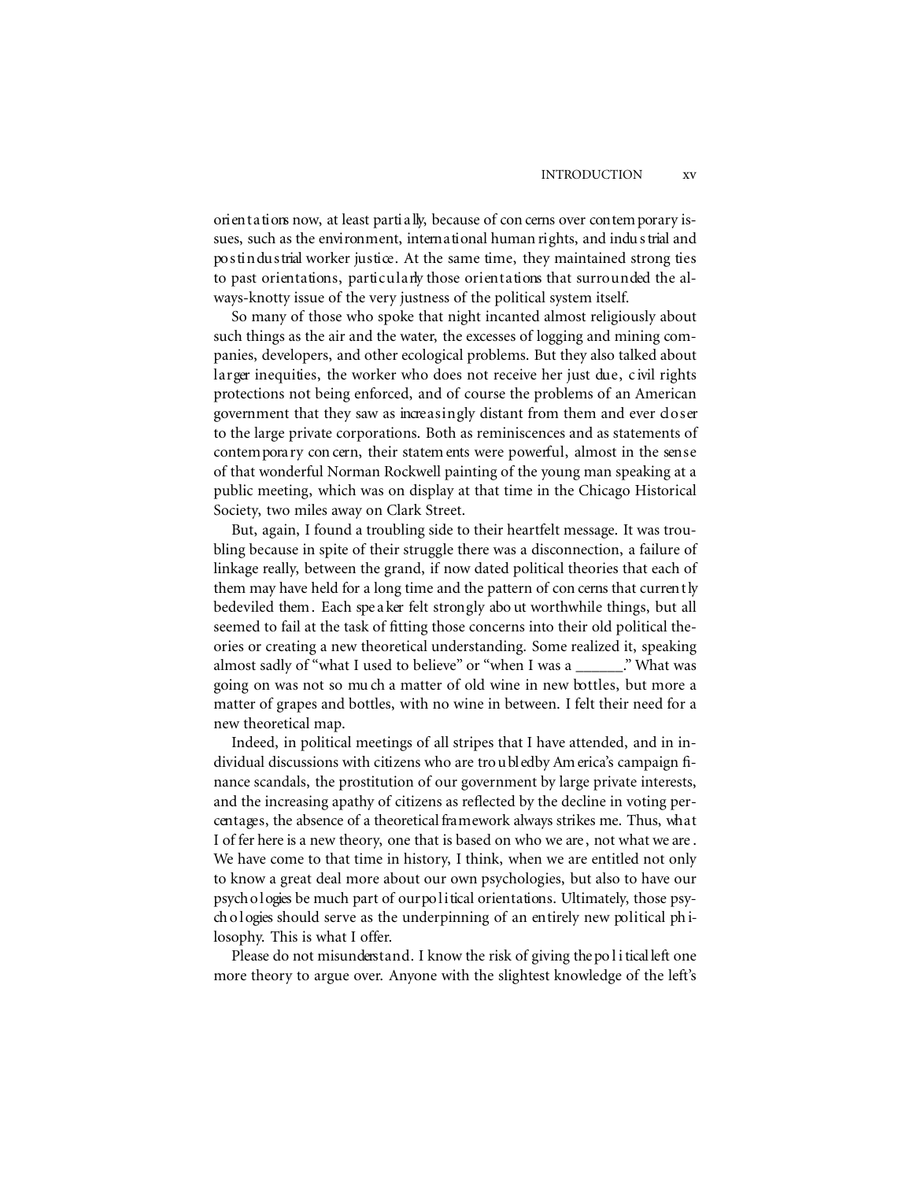orientations now, at least partially, because of concerns over contemporary issues, such as the environment, international human rights, and industrial and postindustrial worker justice. At the same time, they maintained strong ties to past orientations, particularly those orientations that surrounded the always-knotty issue of the very justness of the political system itself.

So many of those who spoke that night incanted almost religiously about such things as the air and the water, the excesses of logging and mining companies, developers, and other ecological problems. But they also talked about larger inequities, the worker who does not receive her just due, civil rights protections not being enforced, and of course the problems of an American government that they saw as increasingly distant from them and ever closer to the large private corporations. Both as reminiscences and as statements of contemporary concern, their statements were powerful, almost in the sense of that wonderful Norman Rockwell painting of the young man speaking at a public meeting, which was on display at that time in the Chicago Historical Society, two miles away on Clark Street.

But, again, I found a troubling side to their heartfelt message. It was troubling because in spite of their struggle there was a disconnection, a failure of linkage really, between the grand, if now dated political theories that each of them may have held for a long time and the pattern of concerns that currently bedeviled them. Each speaker felt strongly about worthwhile things, but all seemed to fail at the task of fitting those concerns into their old political theories or creating a new theoretical understanding. Some realized it, speaking almost sadly of "what I used to believe" or "when I was a ______." What was going on was not so much a matter of old wine in new bottles, but more a matter of grapes and bottles, with no wine in between. I felt their need for a new theoretical map.

Indeed, in political meetings of all stripes that I have attended, and in individual discussions with citizens who are troubled by America's campaign finance scandals, the prostitution of our government by large private interests, and the increasing apathy of citizens as reflected by the decline in voting percentages, the absence of a theoretical framework always strikes me. Thus, what I offer here is a new theory, one that is based on who we are, not what we are. We have come to that time in history, I think, when we are entitled not only to know a great deal more about our own psychologies, but also to have our psychologies be much part of our political orientations. Ultimately, those psychologies should serve as the underpinning of an entirely new political philosophy. This is what I offer.

Please do not misunderstand. I know the risk of giving the political left one more theory to argue over. Anyone with the slightest knowledge of the left's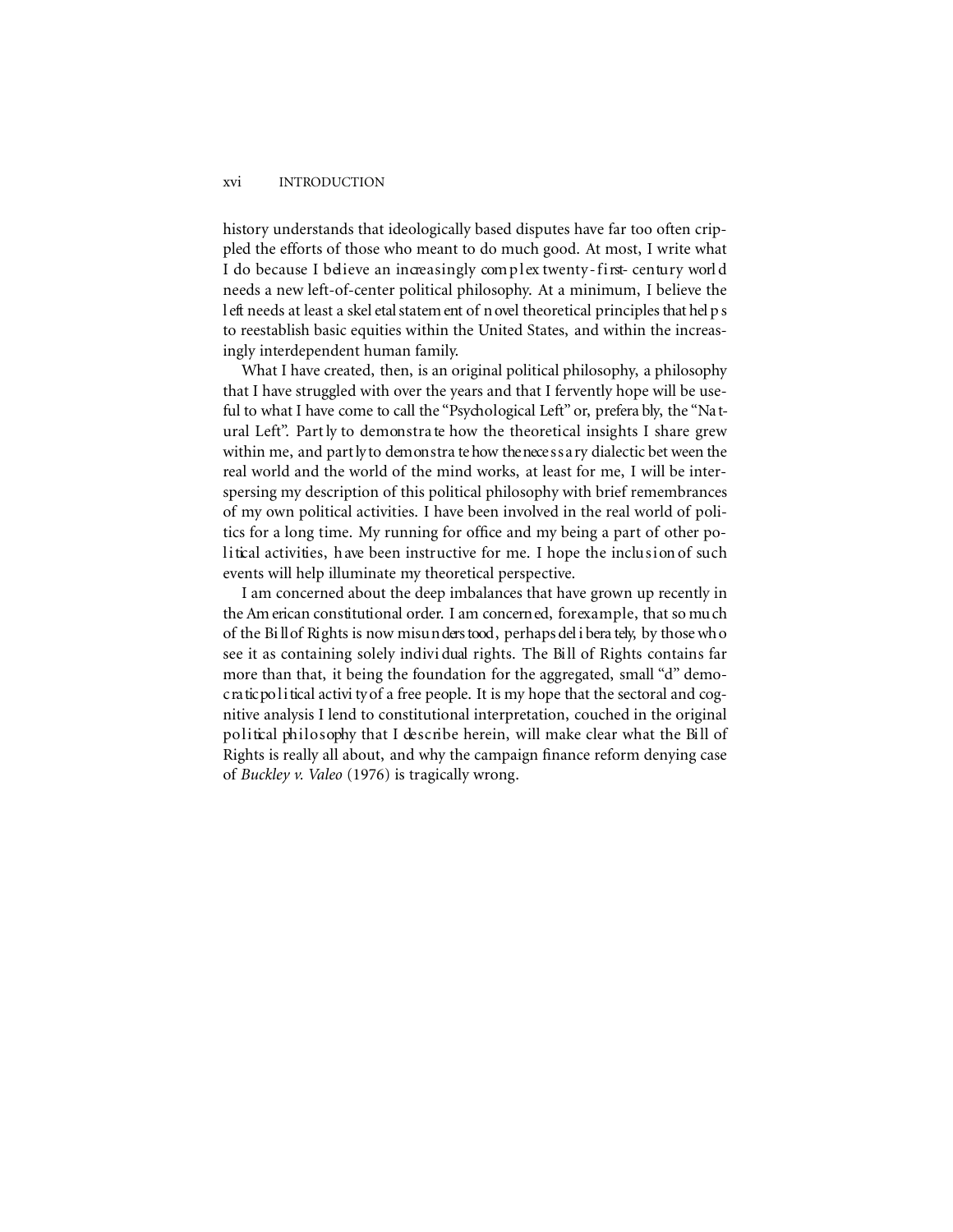history understands that ideologically based disputes have far too often crippled the efforts of those who meant to do much good. At most, I write what I do because I believe an increasingly complex twenty-first-century world needs a new left-of-center political philosophy. At a minimum, I believe the left needs at least a skeletal statement of novel theoretical principles that helps to reestablish basic equities within the United States, and within the increasingly interdependent human family.

What I have created, then, is an original political philosophy, a philosophy that I have struggled with over the years and that I fervently hope will be useful to what I have come to call the "Psychological Left" or, preferably, the "Natural Left". Partly to demonstrate how the theoretical insights I share grew within me, and partly to demonstrate how the necessary dialectic between the real world and the world of the mind works, at least for me, I will be interspersing my description of this political philosophy with brief remembrances of my own political activities. I have been involved in the real world of politics for a long time. My running for office and my being a part of other political activities, have been instructive for me. I hope the inclusion of such events will help illuminate my theoretical perspective.

I am concerned about the deep imbalances that have grown up recently in the American constitutional order. I am concerned, for example, that so much of the Bill of Rights is now misunderstood, perhaps deliberately, by those who see it as containing solely individual rights. The Bill of Rights contains far more than that, it being the foundation for the aggregated, small "d" democratic political activity of a free people. It is my hope that the sectoral and cognitive analysis I lend to constitutional interpretation, couched in the original political philosophy that I describe herein, will make clear what the Bill of Rights is really all about, and why the campaign finance reform denying case of *Buckley v. Valeo* (1976) is tragically wrong.